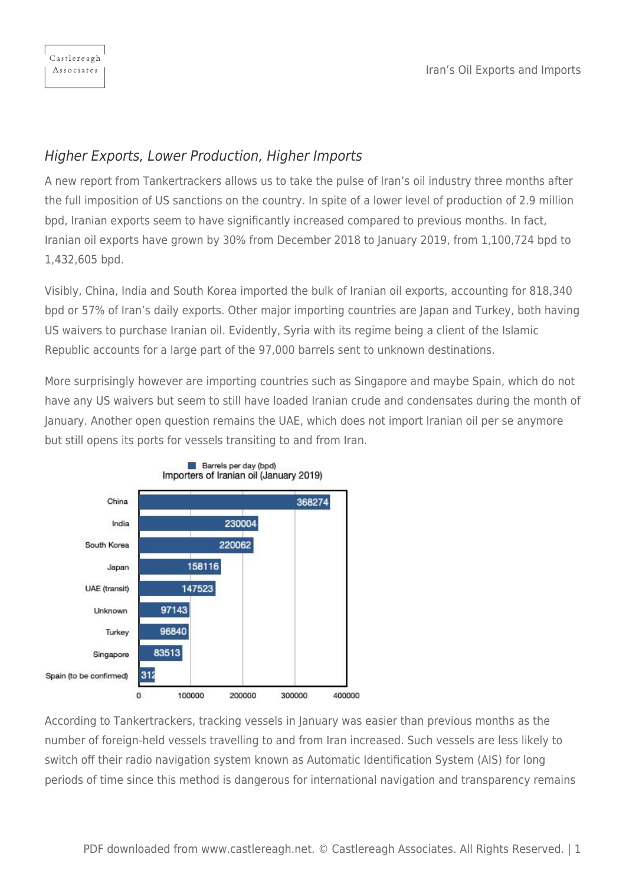## *Higher Exports, Lower Production, Higher Imports*

A new report from Tankertrackers allows us to take the pulse of Iran's oil industry three months after the full imposition of US sanctions on the country. In spite of a lower level of production of 2.9 million bpd, Iranian exports seem to have significantly increased compared to previous months. In fact, Iranian oil exports have grown by 30% from December 2018 to January 2019, from 1,100,724 bpd to 1,432,605 bpd.

Visibly, China, India and South Korea imported the bulk of Iranian oil exports, accounting for 818,340 bpd or 57% of Iran's daily exports. Other major importing countries are Japan and Turkey, both having US waivers to purchase Iranian oil. Evidently, Syria with its regime being a client of the Islamic Republic accounts for a large part of the 97,000 barrels sent to unknown destinations.

More surprisingly however are importing countries such as Singapore and maybe Spain, which do not have any US waivers but seem to still have loaded Iranian crude and condensates during the month of January. Another open question remains the UAE, which does not import Iranian oil per se anymore but still opens its ports for vessels transiting to and from Iran.

Importers of Iranian oil (January 2019)

| Country | Barrels per day (bpd) |
| --- | --- |
| China | 368274 |
| India | 230004 |
| South Korea | 220062 |
| Japan | 158116 |
| UAE (transit) | 147523 |
| Unknown | 97143 |
| Turkey | 96840 |
| Singapore | 83513 |
| Spain (to be confirmed) | 312 |

According to Tankertrackers, tracking vessels in January was easier than previous months as the number of foreign-held vessels travelling to and from Iran increased. Such vessels are less likely to switch off their radio navigation system known as Automatic Identification System (AIS) for long periods of time since this method is dangerous for international navigation and transparency remains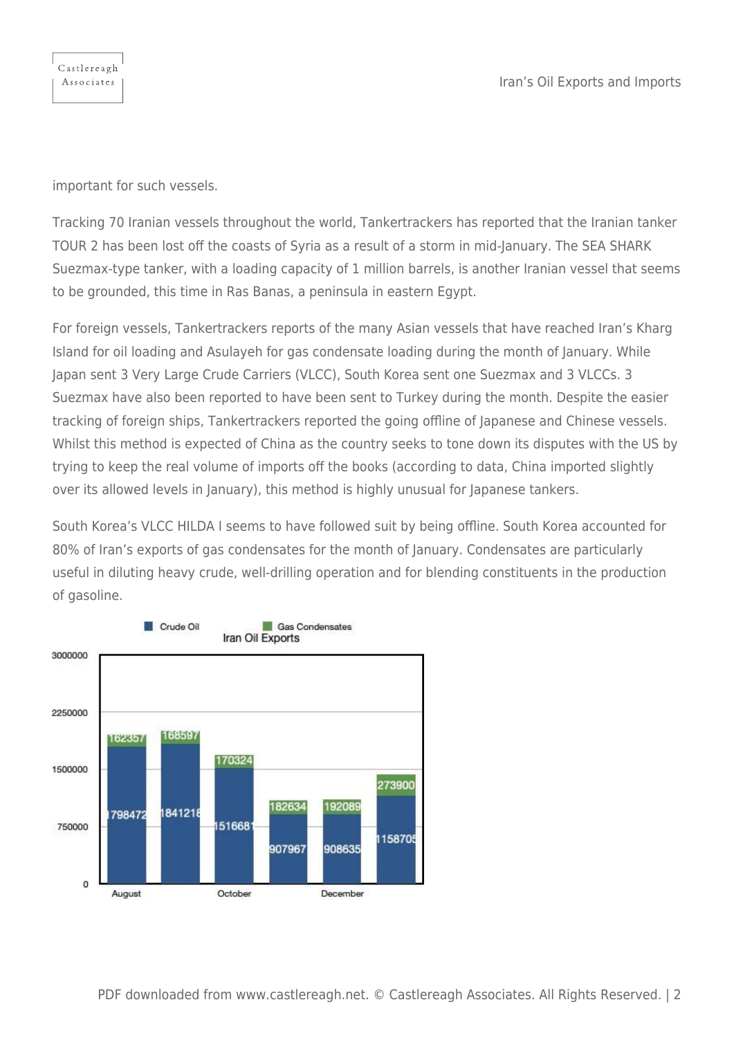important for such vessels.

Tracking 70 Iranian vessels throughout the world, Tankertrackers has reported that the Iranian tanker TOUR 2 has been lost off the coasts of Syria as a result of a storm in mid-January. The SEA SHARK Suezmax-type tanker, with a loading capacity of 1 million barrels, is another Iranian vessel that seems to be grounded, this time in Ras Banas, a peninsula in eastern Egypt.

For foreign vessels, Tankertrackers reports of the many Asian vessels that have reached Iran's Kharg Island for oil loading and Asulayeh for gas condensate loading during the month of January. While Japan sent 3 Very Large Crude Carriers (VLCC), South Korea sent one Suezmax and 3 VLCCs. 3 Suezmax have also been reported to have been sent to Turkey during the month. Despite the easier tracking of foreign ships, Tankertrackers reported the going offline of Japanese and Chinese vessels. Whilst this method is expected of China as the country seeks to tone down its disputes with the US by trying to keep the real volume of imports off the books (according to data, China imported slightly over its allowed levels in January), this method is highly unusual for Japanese tankers.

South Korea's VLCC HILDA I seems to have followed suit by being offline. South Korea accounted for 80% of Iran's exports of gas condensates for the month of January. Condensates are particularly useful in diluting heavy crude, well-drilling operation and for blending constituents in the production of gasoline.

**Iran Oil Exports**

| | August | | October | | December | |
|---|---|---|---|---|---|---|
| Gas Condensates | 162357 | 168597 | 170324 | 182634 | 192089 | 273900 |
| Crude Oil | 1798472 | 1841218 | 1516681 | 907967 | 908635 | 1158705 |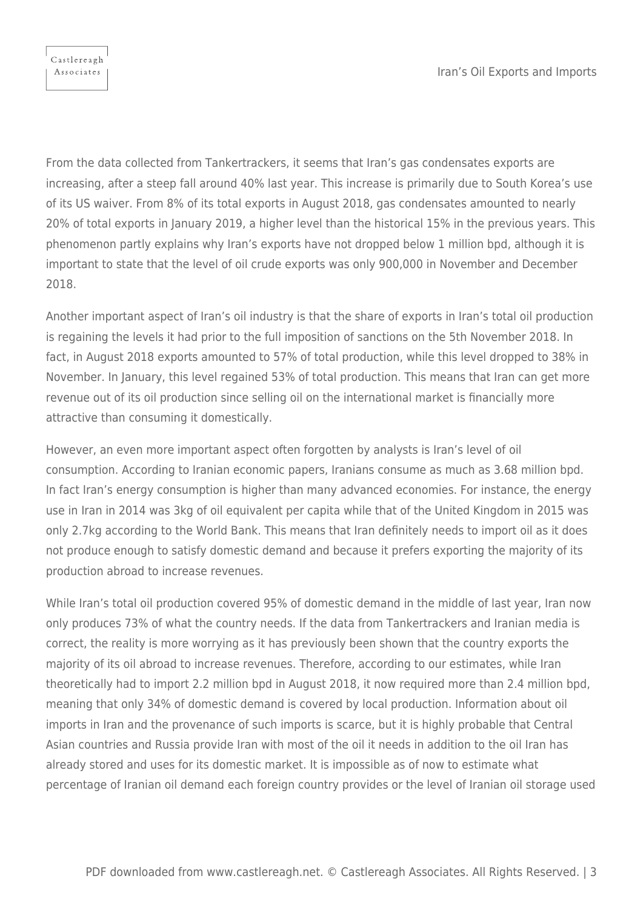From the data collected from Tankertrackers, it seems that Iran's gas condensates exports are increasing, after a steep fall around 40% last year. This increase is primarily due to South Korea's use of its US waiver. From 8% of its total exports in August 2018, gas condensates amounted to nearly 20% of total exports in January 2019, a higher level than the historical 15% in the previous years. This phenomenon partly explains why Iran's exports have not dropped below 1 million bpd, although it is important to state that the level of oil crude exports was only 900,000 in November and December 2018.

Another important aspect of Iran's oil industry is that the share of exports in Iran's total oil production is regaining the levels it had prior to the full imposition of sanctions on the 5th November 2018. In fact, in August 2018 exports amounted to 57% of total production, while this level dropped to 38% in November. In January, this level regained 53% of total production. This means that Iran can get more revenue out of its oil production since selling oil on the international market is financially more attractive than consuming it domestically.

However, an even more important aspect often forgotten by analysts is Iran's level of oil consumption. According to Iranian economic papers, Iranians consume as much as 3.68 million bpd. In fact Iran's energy consumption is higher than many advanced economies. For instance, the energy use in Iran in 2014 was 3kg of oil equivalent per capita while that of the United Kingdom in 2015 was only 2.7kg according to the World Bank. This means that Iran definitely needs to import oil as it does not produce enough to satisfy domestic demand and because it prefers exporting the majority of its production abroad to increase revenues.

While Iran's total oil production covered 95% of domestic demand in the middle of last year, Iran now only produces 73% of what the country needs. If the data from Tankertrackers and Iranian media is correct, the reality is more worrying as it has previously been shown that the country exports the majority of its oil abroad to increase revenues. Therefore, according to our estimates, while Iran theoretically had to import 2.2 million bpd in August 2018, it now required more than 2.4 million bpd, meaning that only 34% of domestic demand is covered by local production. Information about oil imports in Iran and the provenance of such imports is scarce, but it is highly probable that Central Asian countries and Russia provide Iran with most of the oil it needs in addition to the oil Iran has already stored and uses for its domestic market. It is impossible as of now to estimate what percentage of Iranian oil demand each foreign country provides or the level of Iranian oil storage used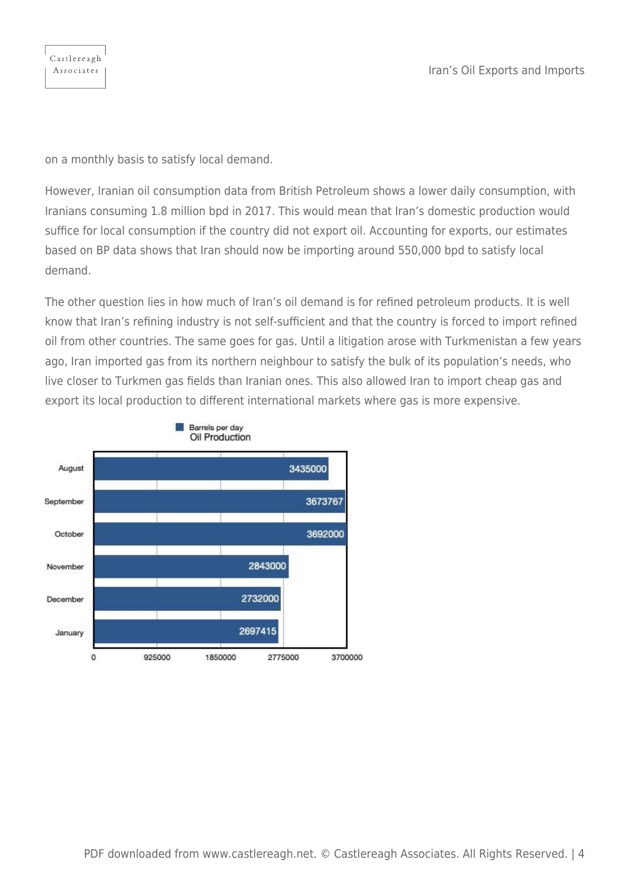on a monthly basis to satisfy local demand.

However, Iranian oil consumption data from British Petroleum shows a lower daily consumption, with Iranians consuming 1.8 million bpd in 2017. This would mean that Iran's domestic production would suffice for local consumption if the country did not export oil. Accounting for exports, our estimates based on BP data shows that Iran should now be importing around 550,000 bpd to satisfy local demand.

The other question lies in how much of Iran's oil demand is for refined petroleum products. It is well know that Iran's refining industry is not self-sufficient and that the country is forced to import refined oil from other countries. The same goes for gas. Until a litigation arose with Turkmenistan a few years ago, Iran imported gas from its northern neighbour to satisfy the bulk of its population's needs, who live closer to Turkmen gas fields than Iranian ones. This also allowed Iran to import cheap gas and export its local production to different international markets where gas is more expensive.

Oil Production

| Month | Barrels per day |
| --- | --- |
| August | 3435000 |
| September | 3673767 |
| October | 3692000 |
| November | 2843000 |
| December | 2732000 |
| January | 2697415 |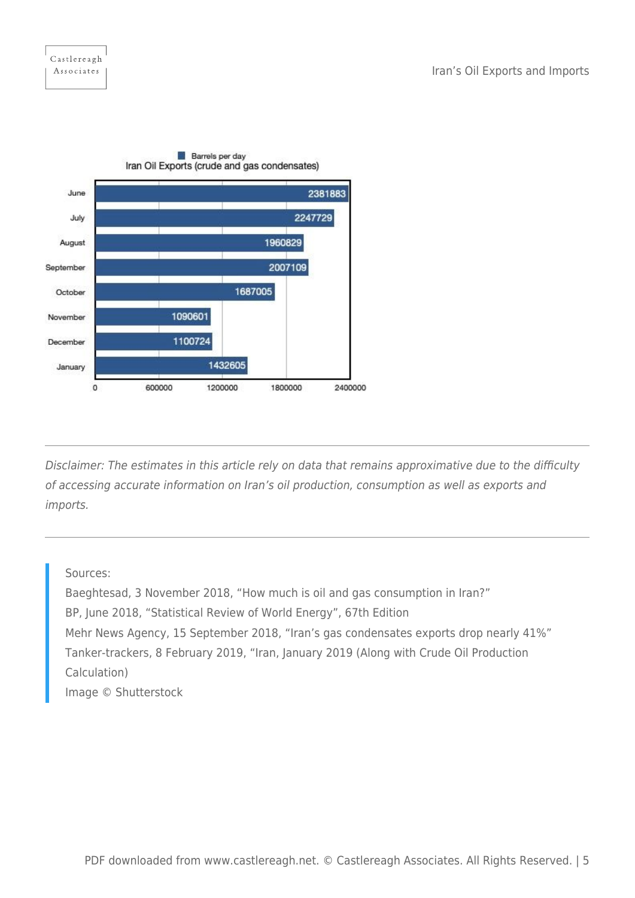Barrels per day

Iran Oil Exports (crude and gas condensates)

June 2381883

July 2247729

August 1960829

September 2007109

October 1687005

November 1090601

December 1100724

January 1432605

0 600000 1200000 1800000 2400000

---

*Disclaimer: The estimates in this article rely on data that remains approximative due to the difficulty of accessing accurate information on Iran's oil production, consumption as well as exports and imports.*

---

> Sources:
> Baeghtesad, 3 November 2018, "How much is oil and gas consumption in Iran?"
> BP, June 2018, "Statistical Review of World Energy", 67th Edition
> Mehr News Agency, 15 September 2018, "Iran's gas condensates exports drop nearly 41%"
> Tanker-trackers, 8 February 2019, "Iran, January 2019 (Along with Crude Oil Production Calculation)
> Image © Shutterstock